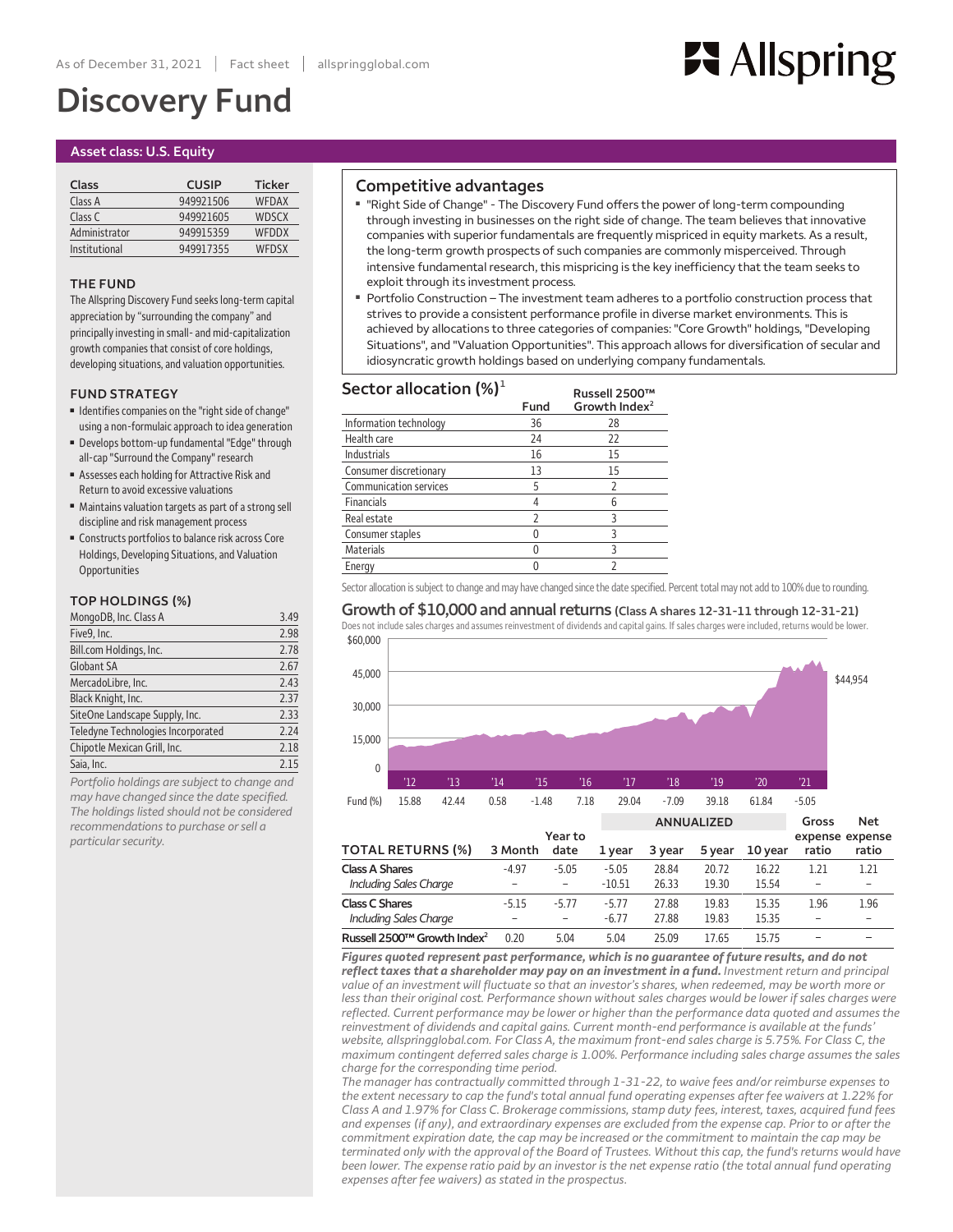As of December 31, 2021 | Fact sheet | allspringglobal.com

# Discovery Fund

**Asset class: U.S. Equity**

| Class | CUSIP | Ticker |
|---|---|---|
| Class A | 949921506 | WFDAX |
| Class C | 949921605 | WDSCX |
| Administrator | 949915359 | WFDDX |
| Institutional | 949917355 | WFDSX |

### THE FUND

The Allspring Discovery Fund seeks long-term capital appreciation by "surrounding the company" and principally investing in small- and mid-capitalization growth companies that consist of core holdings, developing situations, and valuation opportunities.

### FUND STRATEGY

- Identifies companies on the "right side of change" using a non-formulaic approach to idea generation
- Develops bottom-up fundamental "Edge" through all-cap "Surround the Company" research
- Assesses each holding for Attractive Risk and Return to avoid excessive valuations
- Maintains valuation targets as part of a strong sell discipline and risk management process
- Constructs portfolios to balance risk across Core Holdings, Developing Situations, and Valuation Opportunities

### TOP HOLDINGS (%)

| Holding | % |
|---|---|
| MongoDB, Inc. Class A | 3.49 |
| Five9, Inc. | 2.98 |
| Bill.com Holdings, Inc. | 2.78 |
| Globant SA | 2.67 |
| MercadoLibre, Inc. | 2.43 |
| Black Knight, Inc. | 2.37 |
| SiteOne Landscape Supply, Inc. | 2.33 |
| Teledyne Technologies Incorporated | 2.24 |
| Chipotle Mexican Grill, Inc. | 2.18 |
| Saia, Inc. | 2.15 |

*Portfolio holdings are subject to change and may have changed since the date specified. The holdings listed should not be considered recommendations to purchase or sell a particular security.*

## Competitive advantages

- "Right Side of Change" - The Discovery Fund offers the power of long-term compounding through investing in businesses on the right side of change. The team believes that innovative companies with superior fundamentals are frequently mispriced in equity markets. As a result, the long-term growth prospects of such companies are commonly misperceived. Through intensive fundamental research, this mispricing is the key inefficiency that the team seeks to exploit through its investment process.
- Portfolio Construction – The investment team adheres to a portfolio construction process that strives to provide a consistent performance profile in diverse market environments. This is achieved by allocations to three categories of companies: "Core Growth" holdings, "Developing Situations", and "Valuation Opportunities". This approach allows for diversification of secular and idiosyncratic growth holdings based on underlying company fundamentals.

## Sector allocation (%)[1]

| | Fund | Russell 2500™ Growth Index[2] |
|---|---|---|
| Information technology | 36 | 28 |
| Health care | 24 | 22 |
| Industrials | 16 | 15 |
| Consumer discretionary | 13 | 15 |
| Communication services | 5 | 2 |
| Financials | 4 | 6 |
| Real estate | 2 | 3 |
| Consumer staples | 0 | 3 |
| Materials | 0 | 3 |
| Energy | 0 | 2 |

Sector allocation is subject to change and may have changed since the date specified. Percent total may not add to 100% due to rounding.

## Growth of $10,000 and annual returns (Class A shares 12-31-11 through 12-31-21)

Does not include sales charges and assumes reinvestment of dividends and capital gains. If sales charges were included, returns would be lower.

Ending value: $44,954

| | '12 | '13 | '14 | '15 | '16 | '17 | '18 | '19 | '20 | '21 |
|---|---|---|---|---|---|---|---|---|---|---|
| Fund (%) | 15.88 | 42.44 | 0.58 | -1.48 | 7.18 | 29.04 | -7.09 | 39.18 | 61.84 | -5.05 |

| TOTAL RETURNS (%) | 3 Month | Year to date | ANNUALIZED 1 year | 3 year | 5 year | 10 year | Gross expense ratio | Net expense ratio |
|---|---|---|---|---|---|---|---|---|
| **Class A Shares** | -4.97 | -5.05 | -5.05 | 28.84 | 20.72 | 16.22 | 1.21 | 1.21 |
| *Including Sales Charge* | – | – | -10.51 | 26.33 | 19.30 | 15.54 | – | – |
| **Class C Shares** | -5.15 | -5.77 | -5.77 | 27.88 | 19.83 | 15.35 | 1.96 | 1.96 |
| *Including Sales Charge* | – | – | -6.77 | 27.88 | 19.83 | 15.35 | – | – |
| **Russell 2500™ Growth Index[2]** | 0.20 | 5.04 | 5.04 | 25.09 | 17.65 | 15.75 | – | – |

***Figures quoted represent past performance, which is no guarantee of future results, and do not reflect taxes that a shareholder may pay on an investment in a fund.*** *Investment return and principal value of an investment will fluctuate so that an investor's shares, when redeemed, may be worth more or less than their original cost. Performance shown without sales charges would be lower if sales charges were reflected. Current performance may be lower or higher than the performance data quoted and assumes the reinvestment of dividends and capital gains. Current month-end performance is available at the funds' website, allspringglobal.com. For Class A, the maximum front-end sales charge is 5.75%. For Class C, the maximum contingent deferred sales charge is 1.00%. Performance including sales charge assumes the sales charge for the corresponding time period.*

*The manager has contractually committed through 1-31-22, to waive fees and/or reimburse expenses to the extent necessary to cap the fund's total annual fund operating expenses after fee waivers at 1.22% for Class A and 1.97% for Class C. Brokerage commissions, stamp duty fees, interest, taxes, acquired fund fees and expenses (if any), and extraordinary expenses are excluded from the expense cap. Prior to or after the commitment expiration date, the cap may be increased or the commitment to maintain the cap may be terminated only with the approval of the Board of Trustees. Without this cap, the fund's returns would have been lower. The expense ratio paid by an investor is the net expense ratio (the total annual fund operating expenses after fee waivers) as stated in the prospectus.*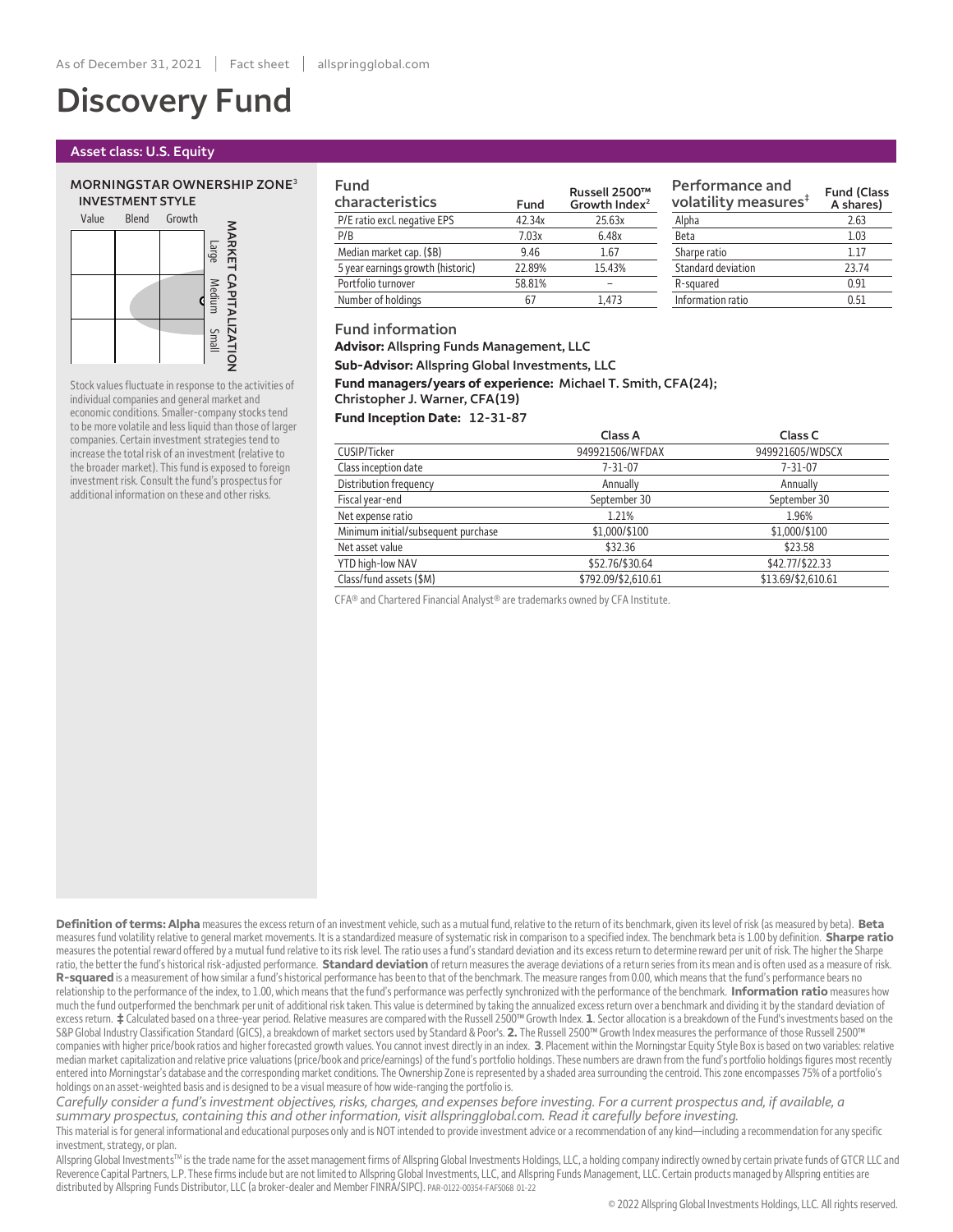As of December 31, 2021 | Fact sheet | allspringglobal.com

# Discovery Fund

**Asset class: U.S. Equity**

## MORNINGSTAR OWNERSHIP ZONE[3]

INVESTMENT STYLE

Value Blend Growth

MARKET CAPITALIZATION

Large Medium Small

Stock values fluctuate in response to the activities of individual companies and general market and economic conditions. Smaller-company stocks tend to be more volatile and less liquid than those of larger companies. Certain investment strategies tend to increase the total risk of an investment (relative to the broader market). This fund is exposed to foreign investment risk. Consult the fund's prospectus for additional information on these and other risks.

## Fund characteristics

| Fund characteristics | Fund | Russell 2500™ Growth Index[2] |
|---|---|---|
| P/E ratio excl. negative EPS | 42.34x | 25.63x |
| P/B | 7.03x | 6.48x |
| Median market cap. ($B) | 9.46 | 1.67 |
| 5 year earnings growth (historic) | 22.89% | 15.43% |
| Portfolio turnover | 58.81% | – |
| Number of holdings | 67 | 1,473 |

## Performance and volatility measures‡

| Performance and volatility measures‡ | Fund (Class A shares) |
|---|---|
| Alpha | 2.63 |
| Beta | 1.03 |
| Sharpe ratio | 1.17 |
| Standard deviation | 23.74 |
| R-squared | 0.91 |
| Information ratio | 0.51 |

## Fund information

**Advisor:** Allspring Funds Management, LLC

**Sub-Advisor:** Allspring Global Investments, LLC

**Fund managers/years of experience:** Michael T. Smith, CFA(24); Christopher J. Warner, CFA(19)

**Fund Inception Date:** 12-31-87

| | Class A | Class C |
|---|---|---|
| CUSIP/Ticker | 949921506/WFDAX | 949921605/WDSCX |
| Class inception date | 7-31-07 | 7-31-07 |
| Distribution frequency | Annually | Annually |
| Fiscal year-end | September 30 | September 30 |
| Net expense ratio | 1.21% | 1.96% |
| Minimum initial/subsequent purchase | $1,000/$100 | $1,000/$100 |
| Net asset value | $32.36 | $23.58 |
| YTD high-low NAV | $52.76/$30.64 | $42.77/$22.33 |
| Class/fund assets ($M) | $792.09/$2,610.61 | $13.69/$2,610.61 |

CFA® and Chartered Financial Analyst® are trademarks owned by CFA Institute.

**Definition of terms: Alpha** measures the excess return of an investment vehicle, such as a mutual fund, relative to the return of its benchmark, given its level of risk (as measured by beta). **Beta** measures fund volatility relative to general market movements. It is a standardized measure of systematic risk in comparison to a specified index. The benchmark beta is 1.00 by definition. **Sharpe ratio** measures the potential reward offered by a mutual fund relative to its risk level. The ratio uses a fund's standard deviation and its excess return to determine reward per unit of risk. The higher the Sharpe ratio, the better the fund's historical risk-adjusted performance. **Standard deviation** of return measures the average deviations of a return series from its mean and is often used as a measure of risk. **R-squared** is a measurement of how similar a fund's historical performance has been to that of the benchmark. The measure ranges from 0.00, which means that the fund's performance bears no relationship to the performance of the index, to 1.00, which means that the fund's performance was perfectly synchronized with the performance of the benchmark. **Information ratio** measures how much the fund outperformed the benchmark per unit of additional risk taken. This value is determined by taking the annualized excess return over a benchmark and dividing it by the standard deviation of excess return. **‡** Calculated based on a three-year period. Relative measures are compared with the Russell 2500™ Growth Index. **1**. Sector allocation is a breakdown of the Fund's investments based on the S&P Global Industry Classification Standard (GICS), a breakdown of market sectors used by Standard & Poor's. **2.** The Russell 2500™ Growth Index measures the performance of those Russell 2500™ companies with higher price/book ratios and higher forecasted growth values. You cannot invest directly in an index. **3**. Placement within the Morningstar Equity Style Box is based on two variables: relative median market capitalization and relative price valuations (price/book and price/earnings) of the fund's portfolio holdings. These numbers are drawn from the fund's portfolio holdings figures most recently entered into Morningstar's database and the corresponding market conditions. The Ownership Zone is represented by a shaded area surrounding the centroid. This zone encompasses 75% of a portfolio's holdings on an asset-weighted basis and is designed to be a visual measure of how wide-ranging the portfolio is.

*Carefully consider a fund's investment objectives, risks, charges, and expenses before investing. For a current prospectus and, if available, a summary prospectus, containing this and other information, visit allspringglobal.com. Read it carefully before investing.*

This material is for general informational and educational purposes only and is NOT intended to provide investment advice or a recommendation of any kind—including a recommendation for any specific investment, strategy, or plan.

Allspring Global Investments™ is the trade name for the asset management firms of Allspring Global Investments Holdings, LLC, a holding company indirectly owned by certain private funds of GTCR LLC and Reverence Capital Partners, L.P. These firms include but are not limited to Allspring Global Investments, LLC, and Allspring Funds Management, LLC. Certain products managed by Allspring entities are distributed by Allspring Funds Distributor, LLC (a broker-dealer and Member FINRA/SIPC). PAR-0122-00354-FAFS068 01-22

© 2022 Allspring Global Investments Holdings, LLC. All rights reserved.